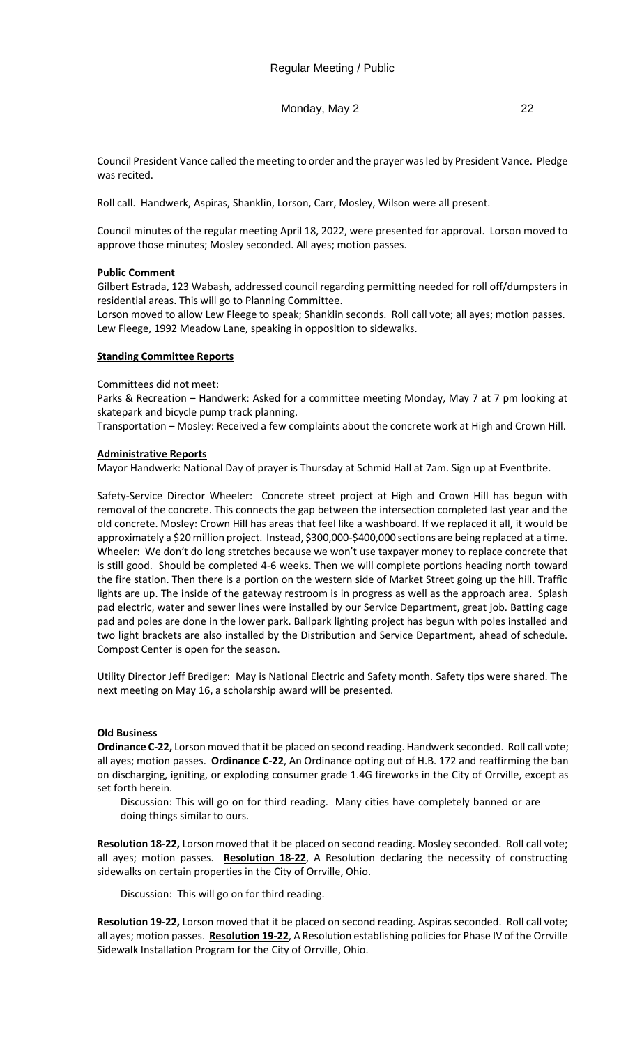Regular Meeting / Public

Monday, May 2 22

Council President Vance called the meeting to order and the prayer was led by President Vance. Pledge was recited.

Roll call. Handwerk, Aspiras, Shanklin, Lorson, Carr, Mosley, Wilson were all present.

Council minutes of the regular meeting April 18, 2022, were presented for approval. Lorson moved to approve those minutes; Mosley seconded. All ayes; motion passes.

**Public Comment**

Gilbert Estrada, 123 Wabash, addressed council regarding permitting needed for roll off/dumpsters in residential areas. This will go to Planning Committee.

Lorson moved to allow Lew Fleege to speak; Shanklin seconds. Roll call vote; all ayes; motion passes. Lew Fleege, 1992 Meadow Lane, speaking in opposition to sidewalks.

**Standing Committee Reports**

Committees did not meet:

Parks & Recreation – Handwerk: Asked for a committee meeting Monday, May 7 at 7 pm looking at skatepark and bicycle pump track planning.

Transportation – Mosley: Received a few complaints about the concrete work at High and Crown Hill.

**Administrative Reports**

Mayor Handwerk: National Day of prayer is Thursday at Schmid Hall at 7am. Sign up at Eventbrite.

Safety-Service Director Wheeler: Concrete street project at High and Crown Hill has begun with removal of the concrete. This connects the gap between the intersection completed last year and the old concrete. Mosley: Crown Hill has areas that feel like a washboard. If we replaced it all, it would be approximately a $20 million project. Instead, $300,000-$400,000 sections are being replaced at a time. Wheeler: We don't do long stretches because we won't use taxpayer money to replace concrete that is still good. Should be completed 4-6 weeks. Then we will complete portions heading north toward the fire station. Then there is a portion on the western side of Market Street going up the hill. Traffic lights are up. The inside of the gateway restroom is in progress as well as the approach area. Splash pad electric, water and sewer lines were installed by our Service Department, great job. Batting cage pad and poles are done in the lower park. Ballpark lighting project has begun with poles installed and two light brackets are also installed by the Distribution and Service Department, ahead of schedule. Compost Center is open for the season.

Utility Director Jeff Brediger: May is National Electric and Safety month. Safety tips were shared. The next meeting on May 16, a scholarship award will be presented.

**Old Business**

**Ordinance C-22,** Lorson moved that it be placed on second reading. Handwerk seconded. Roll call vote; all ayes; motion passes. **Ordinance C-22**, An Ordinance opting out of H.B. 172 and reaffirming the ban on discharging, igniting, or exploding consumer grade 1.4G fireworks in the City of Orrville, except as set forth herein.

Discussion: This will go on for third reading. Many cities have completely banned or are doing things similar to ours.

**Resolution 18-22,** Lorson moved that it be placed on second reading. Mosley seconded. Roll call vote; all ayes; motion passes. **Resolution 18-22**, A Resolution declaring the necessity of constructing sidewalks on certain properties in the City of Orrville, Ohio.

Discussion: This will go on for third reading.

**Resolution 19-22,** Lorson moved that it be placed on second reading. Aspiras seconded. Roll call vote; all ayes; motion passes. **Resolution 19-22**, A Resolution establishing policies for Phase IV of the Orrville Sidewalk Installation Program for the City of Orrville, Ohio.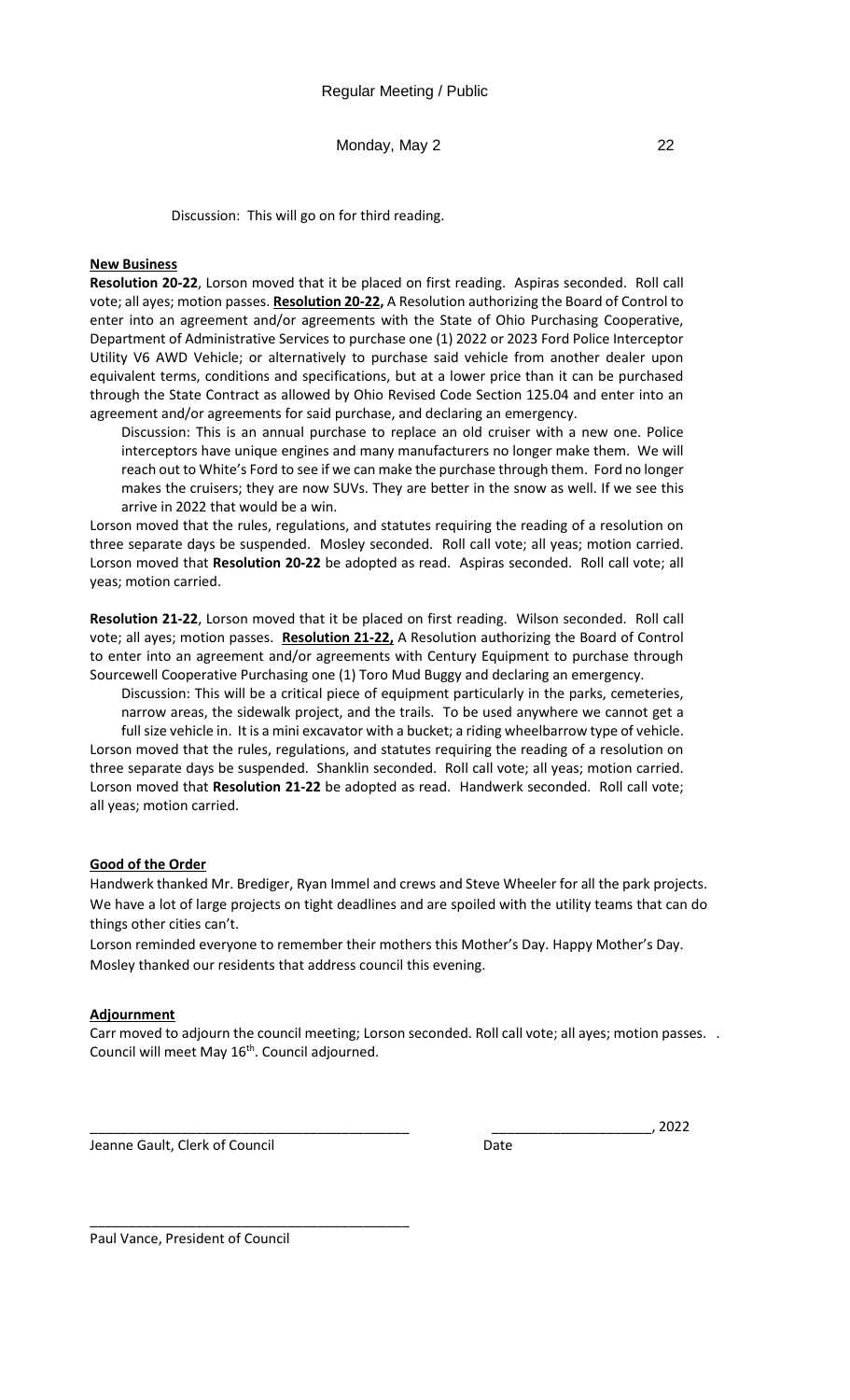Discussion: This will go on for third reading.

**New Business**

**Resolution 20-22**, Lorson moved that it be placed on first reading. Aspiras seconded. Roll call vote; all ayes; motion passes. **Resolution 20-22,** A Resolution authorizing the Board of Control to enter into an agreement and/or agreements with the State of Ohio Purchasing Cooperative, Department of Administrative Services to purchase one (1) 2022 or 2023 Ford Police Interceptor Utility V6 AWD Vehicle; or alternatively to purchase said vehicle from another dealer upon equivalent terms, conditions and specifications, but at a lower price than it can be purchased through the State Contract as allowed by Ohio Revised Code Section 125.04 and enter into an agreement and/or agreements for said purchase, and declaring an emergency.

Discussion: This is an annual purchase to replace an old cruiser with a new one. Police interceptors have unique engines and many manufacturers no longer make them. We will reach out to White's Ford to see if we can make the purchase through them. Ford no longer makes the cruisers; they are now SUVs. They are better in the snow as well. If we see this arrive in 2022 that would be a win.

Lorson moved that the rules, regulations, and statutes requiring the reading of a resolution on three separate days be suspended. Mosley seconded. Roll call vote; all yeas; motion carried. Lorson moved that **Resolution 20-22** be adopted as read. Aspiras seconded. Roll call vote; all yeas; motion carried.

**Resolution 21-22**, Lorson moved that it be placed on first reading. Wilson seconded. Roll call vote; all ayes; motion passes. **Resolution 21-22,** A Resolution authorizing the Board of Control to enter into an agreement and/or agreements with Century Equipment to purchase through Sourcewell Cooperative Purchasing one (1) Toro Mud Buggy and declaring an emergency.

Discussion: This will be a critical piece of equipment particularly in the parks, cemeteries, narrow areas, the sidewalk project, and the trails. To be used anywhere we cannot get a full size vehicle in. It is a mini excavator with a bucket; a riding wheelbarrow type of vehicle.

Lorson moved that the rules, regulations, and statutes requiring the reading of a resolution on three separate days be suspended. Shanklin seconded. Roll call vote; all yeas; motion carried. Lorson moved that **Resolution 21-22** be adopted as read. Handwerk seconded. Roll call vote; all yeas; motion carried.

**Good of the Order**

Handwerk thanked Mr. Brediger, Ryan Immel and crews and Steve Wheeler for all the park projects. We have a lot of large projects on tight deadlines and are spoiled with the utility teams that can do things other cities can't.

Lorson reminded everyone to remember their mothers this Mother's Day. Happy Mother's Day.

Mosley thanked our residents that address council this evening.

**Adjournment**

Carr moved to adjourn the council meeting; Lorson seconded. Roll call vote; all ayes; motion passes. . Council will meet May 16th. Council adjourned.

\_\_\_\_\_\_\_\_\_\_\_\_\_\_\_\_\_\_\_\_\_\_\_\_\_\_\_\_\_\_\_\_\_\_\_\_\_\_\_\_ \_\_\_\_\_\_\_\_\_\_\_\_\_\_\_\_\_\_\_\_, 2022

Jeanne Gault, Clerk of Council Date

\_\_\_\_\_\_\_\_\_\_\_\_\_\_\_\_\_\_\_\_\_\_\_\_\_\_\_\_\_\_\_\_\_\_\_\_\_\_\_\_

Paul Vance, President of Council